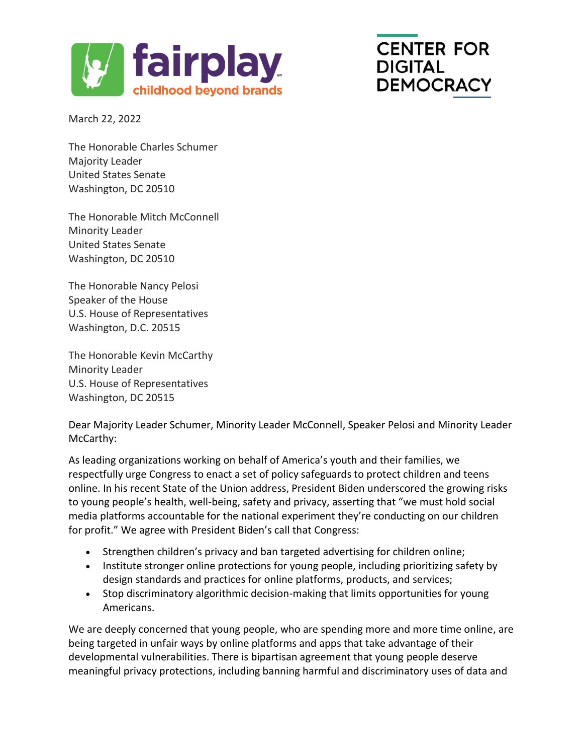fairplay
childhood beyond brands

CENTER FOR DIGITAL DEMOCRACY

March 22, 2022

The Honorable Charles Schumer
Majority Leader
United States Senate
Washington, DC 20510

The Honorable Mitch McConnell
Minority Leader
United States Senate
Washington, DC 20510

The Honorable Nancy Pelosi
Speaker of the House
U.S. House of Representatives
Washington, D.C. 20515

The Honorable Kevin McCarthy
Minority Leader
U.S. House of Representatives
Washington, DC 20515

Dear Majority Leader Schumer, Minority Leader McConnell, Speaker Pelosi and Minority Leader McCarthy:

As leading organizations working on behalf of America's youth and their families, we respectfully urge Congress to enact a set of policy safeguards to protect children and teens online. In his recent State of the Union address, President Biden underscored the growing risks to young people's health, well-being, safety and privacy, asserting that "we must hold social media platforms accountable for the national experiment they're conducting on our children for profit." We agree with President Biden's call that Congress:

- Strengthen children's privacy and ban targeted advertising for children online;
- Institute stronger online protections for young people, including prioritizing safety by design standards and practices for online platforms, products, and services;
- Stop discriminatory algorithmic decision-making that limits opportunities for young Americans.

We are deeply concerned that young people, who are spending more and more time online, are being targeted in unfair ways by online platforms and apps that take advantage of their developmental vulnerabilities. There is bipartisan agreement that young people deserve meaningful privacy protections, including banning harmful and discriminatory uses of data and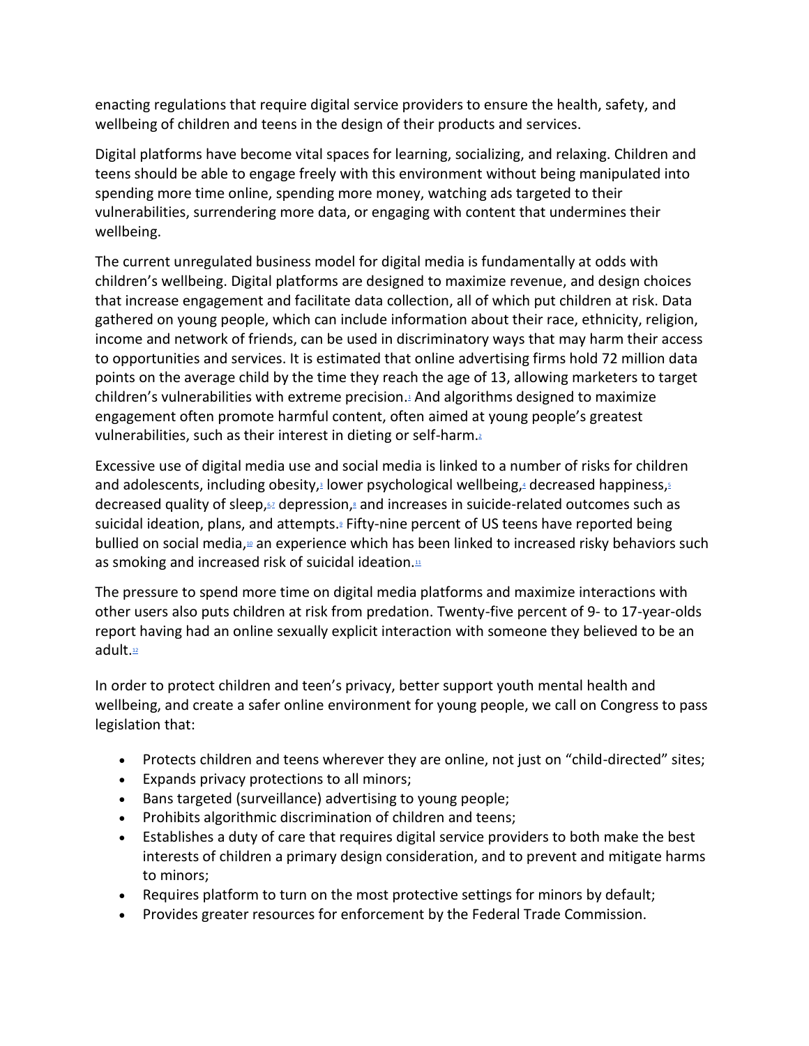enacting regulations that require digital service providers to ensure the health, safety, and wellbeing of children and teens in the design of their products and services.

Digital platforms have become vital spaces for learning, socializing, and relaxing. Children and teens should be able to engage freely with this environment without being manipulated into spending more time online, spending more money, watching ads targeted to their vulnerabilities, surrendering more data, or engaging with content that undermines their wellbeing.

The current unregulated business model for digital media is fundamentally at odds with children's wellbeing. Digital platforms are designed to maximize revenue, and design choices that increase engagement and facilitate data collection, all of which put children at risk. Data gathered on young people, which can include information about their race, ethnicity, religion, income and network of friends, can be used in discriminatory ways that may harm their access to opportunities and services. It is estimated that online advertising firms hold 72 million data points on the average child by the time they reach the age of 13, allowing marketers to target children's vulnerabilities with extreme precision.[1] And algorithms designed to maximize engagement often promote harmful content, often aimed at young people's greatest vulnerabilities, such as their interest in dieting or self-harm.[2]

Excessive use of digital media use and social media is linked to a number of risks for children and adolescents, including obesity,[3] lower psychological wellbeing,[4] decreased happiness,[5] decreased quality of sleep,[6,7] depression,[8] and increases in suicide-related outcomes such as suicidal ideation, plans, and attempts.[9] Fifty-nine percent of US teens have reported being bullied on social media,[10] an experience which has been linked to increased risky behaviors such as smoking and increased risk of suicidal ideation.[11]

The pressure to spend more time on digital media platforms and maximize interactions with other users also puts children at risk from predation. Twenty-five percent of 9- to 17-year-olds report having had an online sexually explicit interaction with someone they believed to be an adult.[12]

In order to protect children and teen's privacy, better support youth mental health and wellbeing, and create a safer online environment for young people, we call on Congress to pass legislation that:

- Protects children and teens wherever they are online, not just on "child-directed" sites;
- Expands privacy protections to all minors;
- Bans targeted (surveillance) advertising to young people;
- Prohibits algorithmic discrimination of children and teens;
- Establishes a duty of care that requires digital service providers to both make the best interests of children a primary design consideration, and to prevent and mitigate harms to minors;
- Requires platform to turn on the most protective settings for minors by default;
- Provides greater resources for enforcement by the Federal Trade Commission.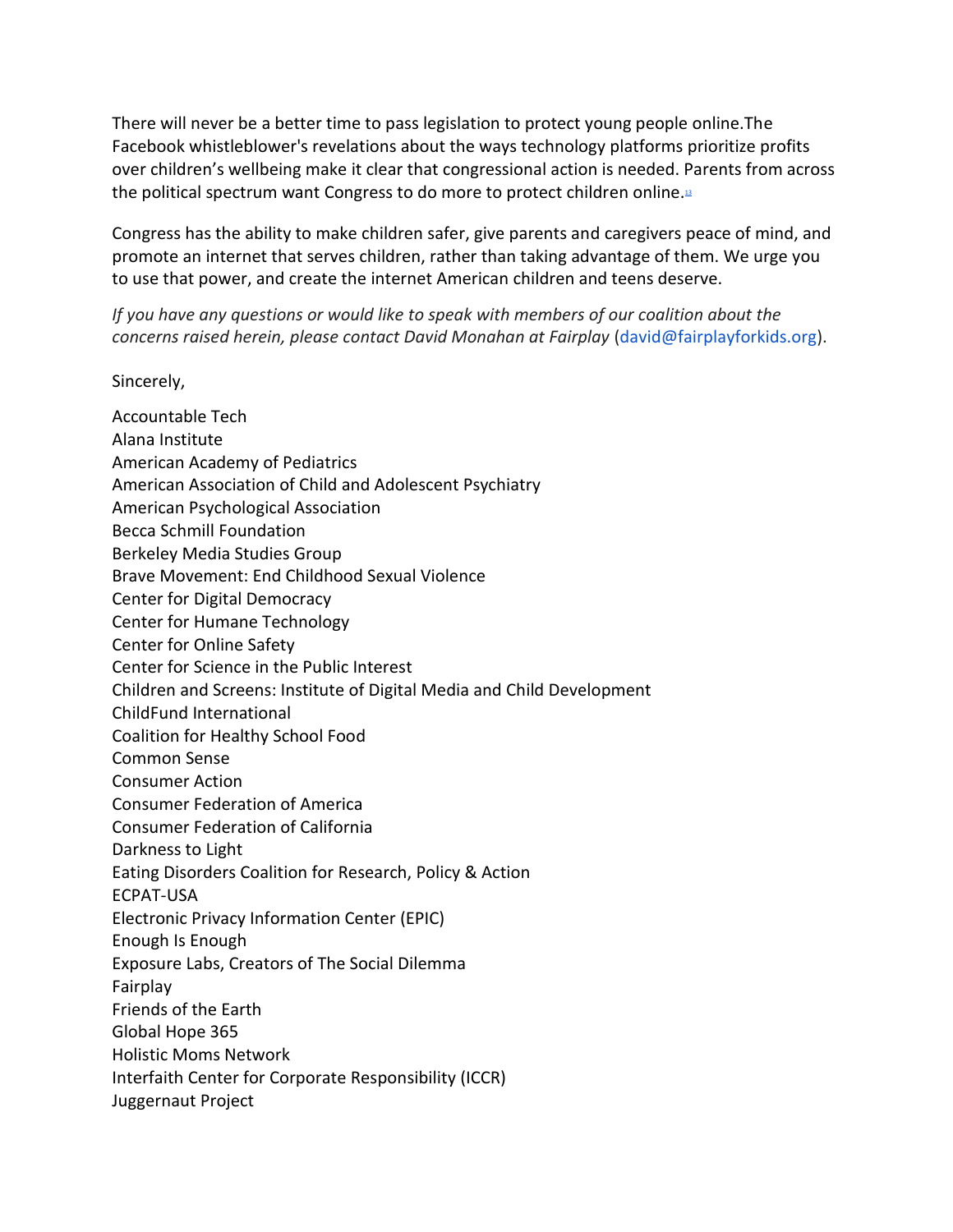There will never be a better time to pass legislation to protect young people online.The Facebook whistleblower's revelations about the ways technology platforms prioritize profits over children's wellbeing make it clear that congressional action is needed. Parents from across the political spectrum want Congress to do more to protect children online.[13]

Congress has the ability to make children safer, give parents and caregivers peace of mind, and promote an internet that serves children, rather than taking advantage of them. We urge you to use that power, and create the internet American children and teens deserve.

*If you have any questions or would like to speak with members of our coalition about the concerns raised herein, please contact David Monahan at Fairplay* (david@fairplayforkids.org).

Sincerely,

Accountable Tech
Alana Institute
American Academy of Pediatrics
American Association of Child and Adolescent Psychiatry
American Psychological Association
Becca Schmill Foundation
Berkeley Media Studies Group
Brave Movement: End Childhood Sexual Violence
Center for Digital Democracy
Center for Humane Technology
Center for Online Safety
Center for Science in the Public Interest
Children and Screens: Institute of Digital Media and Child Development
ChildFund International
Coalition for Healthy School Food
Common Sense
Consumer Action
Consumer Federation of America
Consumer Federation of California
Darkness to Light
Eating Disorders Coalition for Research, Policy & Action
ECPAT-USA
Electronic Privacy Information Center (EPIC)
Enough Is Enough
Exposure Labs, Creators of The Social Dilemma
Fairplay
Friends of the Earth
Global Hope 365
Holistic Moms Network
Interfaith Center for Corporate Responsibility (ICCR)
Juggernaut Project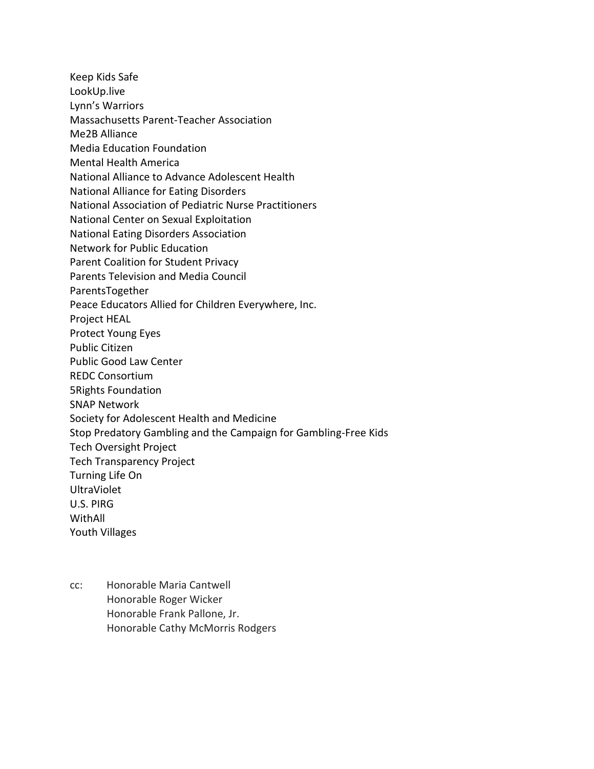Keep Kids Safe
LookUp.live
Lynn's Warriors
Massachusetts Parent-Teacher Association
Me2B Alliance
Media Education Foundation
Mental Health America
National Alliance to Advance Adolescent Health
National Alliance for Eating Disorders
National Association of Pediatric Nurse Practitioners
National Center on Sexual Exploitation
National Eating Disorders Association
Network for Public Education
Parent Coalition for Student Privacy
Parents Television and Media Council
ParentsTogether
Peace Educators Allied for Children Everywhere, Inc.
Project HEAL
Protect Young Eyes
Public Citizen
Public Good Law Center
REDC Consortium
5Rights Foundation
SNAP Network
Society for Adolescent Health and Medicine
Stop Predatory Gambling and the Campaign for Gambling-Free Kids
Tech Oversight Project
Tech Transparency Project
Turning Life On
UltraViolet
U.S. PIRG
WithAll
Youth Villages

cc: Honorable Maria Cantwell
Honorable Roger Wicker
Honorable Frank Pallone, Jr.
Honorable Cathy McMorris Rodgers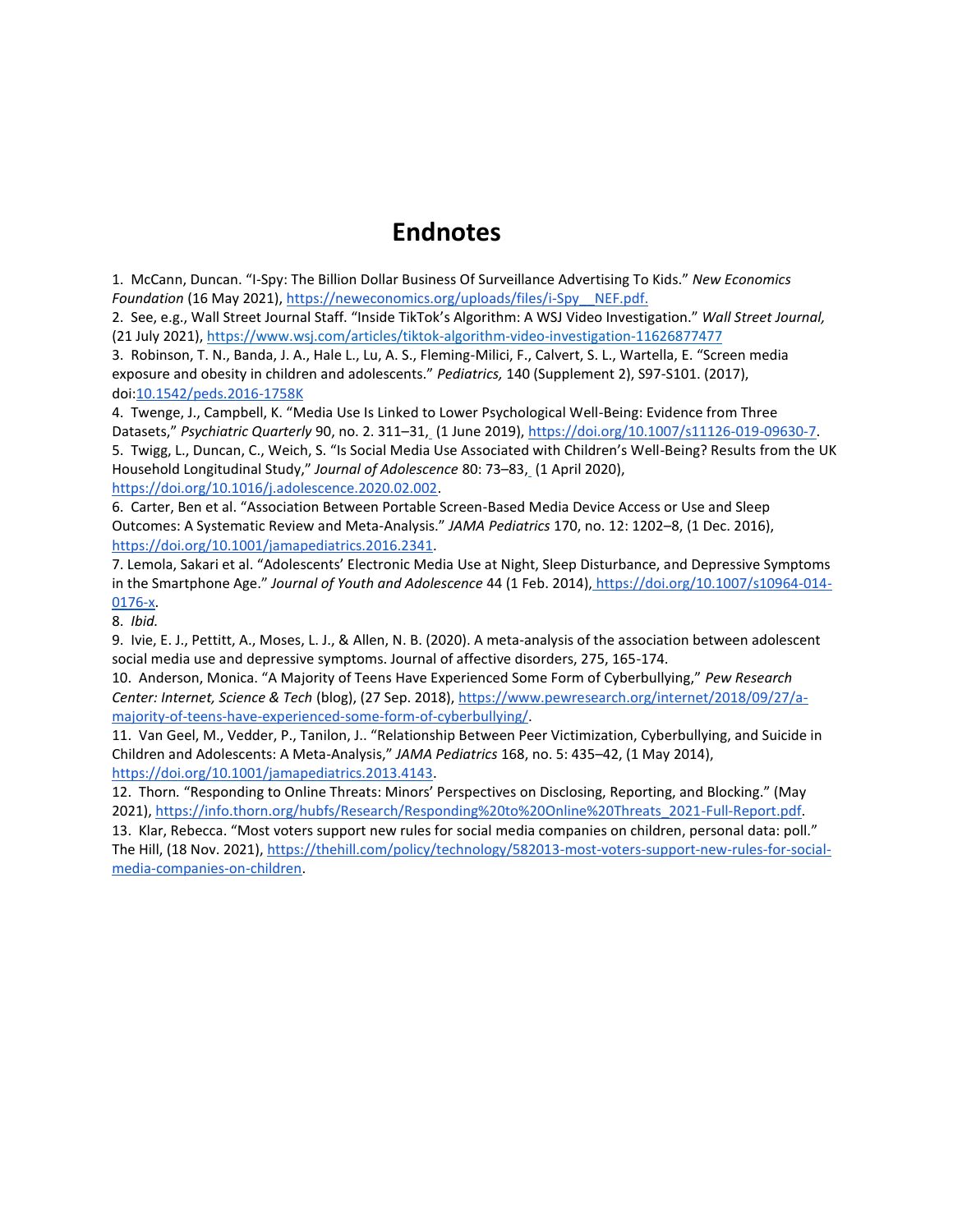# Endnotes

1. McCann, Duncan. "I-Spy: The Billion Dollar Business Of Surveillance Advertising To Kids." *New Economics Foundation* (16 May 2021), https://neweconomics.org/uploads/files/i-Spy__NEF.pdf.
2. See, e.g., Wall Street Journal Staff. "Inside TikTok's Algorithm: A WSJ Video Investigation." *Wall Street Journal,* (21 July 2021), https://www.wsj.com/articles/tiktok-algorithm-video-investigation-11626877477
3. Robinson, T. N., Banda, J. A., Hale L., Lu, A. S., Fleming-Milici, F., Calvert, S. L., Wartella, E. "Screen media exposure and obesity in children and adolescents." *Pediatrics,* 140 (Supplement 2), S97-S101. (2017), doi:10.1542/peds.2016-1758K
4. Twenge, J., Campbell, K. "Media Use Is Linked to Lower Psychological Well-Being: Evidence from Three Datasets," *Psychiatric Quarterly* 90, no. 2. 311–31, (1 June 2019), https://doi.org/10.1007/s11126-019-09630-7.
5. Twigg, L., Duncan, C., Weich, S. "Is Social Media Use Associated with Children's Well-Being? Results from the UK Household Longitudinal Study," *Journal of Adolescence* 80: 73–83, (1 April 2020), https://doi.org/10.1016/j.adolescence.2020.02.002.
6. Carter, Ben et al. "Association Between Portable Screen-Based Media Device Access or Use and Sleep Outcomes: A Systematic Review and Meta-Analysis." *JAMA Pediatrics* 170, no. 12: 1202–8, (1 Dec. 2016), https://doi.org/10.1001/jamapediatrics.2016.2341.
7. Lemola, Sakari et al. "Adolescents' Electronic Media Use at Night, Sleep Disturbance, and Depressive Symptoms in the Smartphone Age." *Journal of Youth and Adolescence* 44 (1 Feb. 2014), https://doi.org/10.1007/s10964-014-0176-x.
8. *Ibid.*
9. Ivie, E. J., Pettitt, A., Moses, L. J., & Allen, N. B. (2020). A meta-analysis of the association between adolescent social media use and depressive symptoms. Journal of affective disorders, 275, 165-174.
10. Anderson, Monica. "A Majority of Teens Have Experienced Some Form of Cyberbullying," *Pew Research Center: Internet, Science & Tech* (blog), (27 Sep. 2018), https://www.pewresearch.org/internet/2018/09/27/a-majority-of-teens-have-experienced-some-form-of-cyberbullying/.
11. Van Geel, M., Vedder, P., Tanilon, J.. "Relationship Between Peer Victimization, Cyberbullying, and Suicide in Children and Adolescents: A Meta-Analysis," *JAMA Pediatrics* 168, no. 5: 435–42, (1 May 2014), https://doi.org/10.1001/jamapediatrics.2013.4143.
12. Thorn. "Responding to Online Threats: Minors' Perspectives on Disclosing, Reporting, and Blocking." (May 2021), https://info.thorn.org/hubfs/Research/Responding%20to%20Online%20Threats_2021-Full-Report.pdf.
13. Klar, Rebecca. "Most voters support new rules for social media companies on children, personal data: poll." The Hill, (18 Nov. 2021), https://thehill.com/policy/technology/582013-most-voters-support-new-rules-for-social-media-companies-on-children.